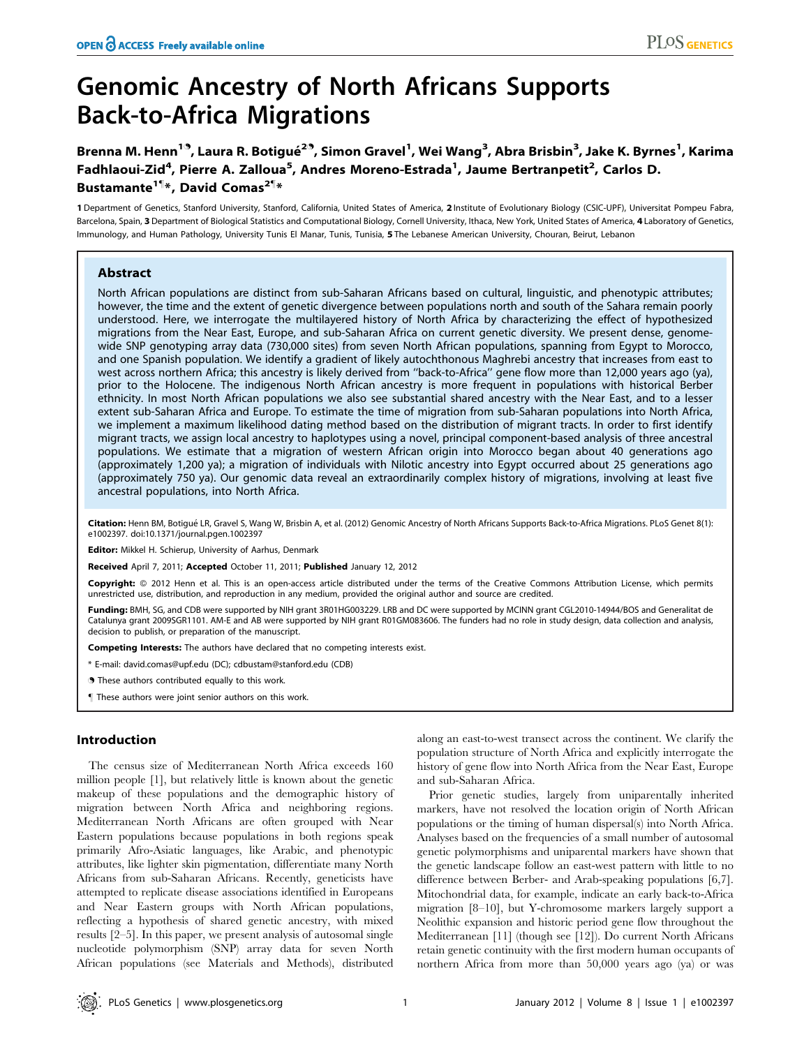# Genomic Ancestry of North Africans Supports Back-to-Africa Migrations

**Brenna M. Henn[1], Laura R. Botigué[2], Simon Gravel[1], Wei Wang[3], Abra Brisbin[3], Jake K. Byrnes[1], Karima Fadhlaoui-Zid[4], Pierre A. Zalloua[5], Andres Moreno-Estrada[1], Jaume Bertranpetit[2], Carlos D. Bustamante[1]*, David Comas[2]***

1 Department of Genetics, Stanford University, Stanford, California, United States of America, 2 Institute of Evolutionary Biology (CSIC-UPF), Universitat Pompeu Fabra, Barcelona, Spain, 3 Department of Biological Statistics and Computational Biology, Cornell University, Ithaca, New York, United States of America, 4 Laboratory of Genetics, Immunology, and Human Pathology, University Tunis El Manar, Tunis, Tunisia, 5 The Lebanese American University, Chouran, Beirut, Lebanon

## Abstract

North African populations are distinct from sub-Saharan Africans based on cultural, linguistic, and phenotypic attributes; however, the time and the extent of genetic divergence between populations north and south of the Sahara remain poorly understood. Here, we interrogate the multilayered history of North Africa by characterizing the effect of hypothesized migrations from the Near East, Europe, and sub-Saharan Africa on current genetic diversity. We present dense, genome-wide SNP genotyping array data (730,000 sites) from seven North African populations, spanning from Egypt to Morocco, and one Spanish population. We identify a gradient of likely autochthonous Maghrebi ancestry that increases from east to west across northern Africa; this ancestry is likely derived from "back-to-Africa" gene flow more than 12,000 years ago (ya), prior to the Holocene. The indigenous North African ancestry is more frequent in populations with historical Berber ethnicity. In most North African populations we also see substantial shared ancestry with the Near East, and to a lesser extent sub-Saharan Africa and Europe. To estimate the time of migration from sub-Saharan populations into North Africa, we implement a maximum likelihood dating method based on the distribution of migrant tracts. In order to first identify migrant tracts, we assign local ancestry to haplotypes using a novel, principal component-based analysis of three ancestral populations. We estimate that a migration of western African origin into Morocco began about 40 generations ago (approximately 1,200 ya); a migration of individuals with Nilotic ancestry into Egypt occurred about 25 generations ago (approximately 750 ya). Our genomic data reveal an extraordinarily complex history of migrations, involving at least five ancestral populations, into North Africa.

**Citation:** Henn BM, Botigué LR, Gravel S, Wang W, Brisbin A, et al. (2012) Genomic Ancestry of North Africans Supports Back-to-Africa Migrations. PLoS Genet 8(1): e1002397. doi:10.1371/journal.pgen.1002397

**Editor:** Mikkel H. Schierup, University of Aarhus, Denmark

**Received** April 7, 2011; **Accepted** October 11, 2011; **Published** January 12, 2012

**Copyright:** © 2012 Henn et al. This is an open-access article distributed under the terms of the Creative Commons Attribution License, which permits unrestricted use, distribution, and reproduction in any medium, provided the original author and source are credited.

**Funding:** BMH, SG, and CDB were supported by NIH grant 3R01HG003229. LRB and DC were supported by MCINN grant CGL2010-14944/BOS and Generalitat de Catalunya grant 2009SGR1101. AM-E and AB were supported by NIH grant R01GM083606. The funders had no role in study design, data collection and analysis, decision to publish, or preparation of the manuscript.

**Competing Interests:** The authors have declared that no competing interests exist.

* E-mail: david.comas@upf.edu (DC); cdbustam@stanford.edu (CDB)

These authors contributed equally to this work.

¶ These authors were joint senior authors on this work.

## Introduction

The census size of Mediterranean North Africa exceeds 160 million people [1], but relatively little is known about the genetic makeup of these populations and the demographic history of migration between North Africa and neighboring regions. Mediterranean North Africans are often grouped with Near Eastern populations because populations in both regions speak primarily Afro-Asiatic languages, like Arabic, and phenotypic attributes, like lighter skin pigmentation, differentiate many North Africans from sub-Saharan Africans. Recently, geneticists have attempted to replicate disease associations identified in Europeans and Near Eastern groups with North African populations, reflecting a hypothesis of shared genetic ancestry, with mixed results [2–5]. In this paper, we present analysis of autosomal single nucleotide polymorphism (SNP) array data for seven North African populations (see Materials and Methods), distributed along an east-to-west transect across the continent. We clarify the population structure of North Africa and explicitly interrogate the history of gene flow into North Africa from the Near East, Europe and sub-Saharan Africa.

Prior genetic studies, largely from uniparentally inherited markers, have not resolved the location origin of North African populations or the timing of human dispersal(s) into North Africa. Analyses based on the frequencies of a small number of autosomal genetic polymorphisms and uniparental markers have shown that the genetic landscape follow an east-west pattern with little to no difference between Berber- and Arab-speaking populations [6,7]. Mitochondrial data, for example, indicate an early back-to-Africa migration [8–10], but Y-chromosome markers largely support a Neolithic expansion and historic period gene flow throughout the Mediterranean [11] (though see [12]). Do current North Africans retain genetic continuity with the first modern human occupants of northern Africa from more than 50,000 years ago (ya) or was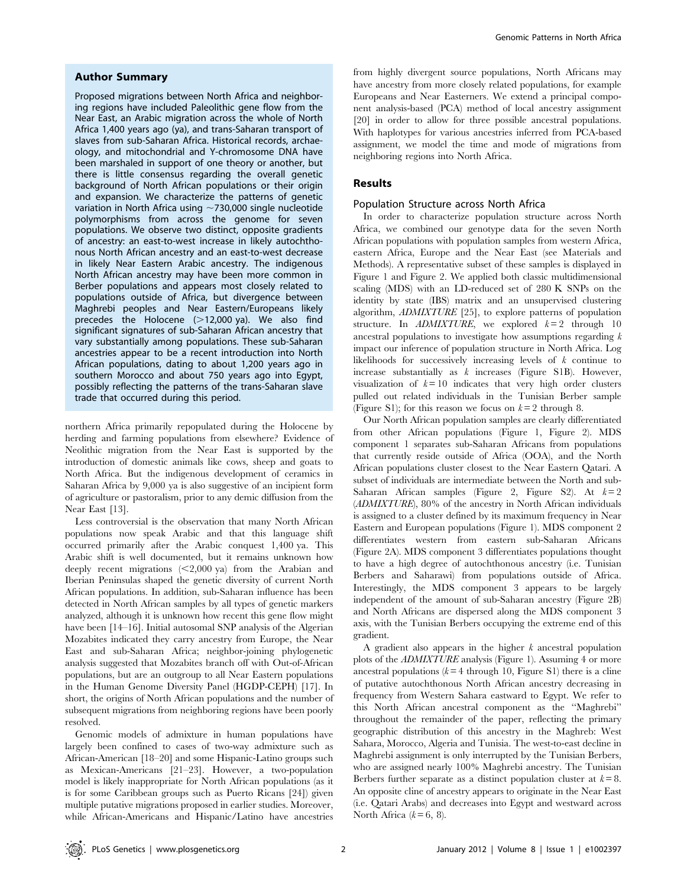## Author Summary

Proposed migrations between North Africa and neighboring regions have included Paleolithic gene flow from the Near East, an Arabic migration across the whole of North Africa 1,400 years ago (ya), and trans-Saharan transport of slaves from sub-Saharan Africa. Historical records, archaeology, and mitochondrial and Y-chromosome DNA have been marshaled in support of one theory or another, but there is little consensus regarding the overall genetic background of North African populations or their origin and expansion. We characterize the patterns of genetic variation in North Africa using ~730,000 single nucleotide polymorphisms from across the genome for seven populations. We observe two distinct, opposite gradients of ancestry: an east-to-west increase in likely autochthonous North African ancestry and an east-to-west decrease in likely Near Eastern Arabic ancestry. The indigenous North African ancestry may have been more common in Berber populations and appears most closely related to populations outside of Africa, but divergence between Maghrebi peoples and Near Eastern/Europeans likely precedes the Holocene (>12,000 ya). We also find significant signatures of sub-Saharan African ancestry that vary substantially among populations. These sub-Saharan ancestries appear to be a recent introduction into North African populations, dating to about 1,200 years ago in southern Morocco and about 750 years ago into Egypt, possibly reflecting the patterns of the trans-Saharan slave trade that occurred during this period.

northern Africa primarily repopulated during the Holocene by herding and farming populations from elsewhere? Evidence of Neolithic migration from the Near East is supported by the introduction of domestic animals like cows, sheep and goats to North Africa. But the indigenous development of ceramics in Saharan Africa by 9,000 ya is also suggestive of an incipient form of agriculture or pastoralism, prior to any demic diffusion from the Near East [13].

Less controversial is the observation that many North African populations now speak Arabic and that this language shift occurred primarily after the Arabic conquest 1,400 ya. This Arabic shift is well documented, but it remains unknown how deeply recent migrations (<2,000 ya) from the Arabian and Iberian Peninsulas shaped the genetic diversity of current North African populations. In addition, sub-Saharan influence has been detected in North African samples by all types of genetic markers analyzed, although it is unknown how recent this gene flow might have been [14–16]. Initial autosomal SNP analysis of the Algerian Mozabites indicated they carry ancestry from Europe, the Near East and sub-Saharan Africa; neighbor-joining phylogenetic analysis suggested that Mozabites branch off with Out-of-African populations, but are an outgroup to all Near Eastern populations in the Human Genome Diversity Panel (HGDP-CEPH) [17]. In short, the origins of North African populations and the number of subsequent migrations from neighboring regions have been poorly resolved.

Genomic models of admixture in human populations have largely been confined to cases of two-way admixture such as African-American [18–20] and some Hispanic-Latino groups such as Mexican-Americans [21–23]. However, a two-population model is likely inappropriate for North African populations (as it is for some Caribbean groups such as Puerto Ricans [24]) given multiple putative migrations proposed in earlier studies. Moreover, while African-Americans and Hispanic/Latino have ancestries from highly divergent source populations, North Africans may have ancestry from more closely related populations, for example Europeans and Near Easterners. We extend a principal component analysis-based (PCA) method of local ancestry assignment [20] in order to allow for three possible ancestral populations. With haplotypes for various ancestries inferred from PCA-based assignment, we model the time and mode of migrations from neighboring regions into North Africa.

## Results

### Population Structure across North Africa

In order to characterize population structure across North Africa, we combined our genotype data for the seven North African populations with population samples from western Africa, eastern Africa, Europe and the Near East (see Materials and Methods). A representative subset of these samples is displayed in Figure 1 and Figure 2. We applied both classic multidimensional scaling (MDS) with an LD-reduced set of 280 K SNPs on the identity by state (IBS) matrix and an unsupervised clustering algorithm, *ADMIXTURE* [25], to explore patterns of population structure. In *ADMIXTURE*, we explored $k = 2$ through 10 ancestral populations to investigate how assumptions regarding $k$ impact our inference of population structure in North Africa. Log likelihoods for successively increasing levels of $k$ continue to increase substantially as $k$ increases (Figure S1B). However, visualization of $k = 10$ indicates that very high order clusters pulled out related individuals in the Tunisian Berber sample (Figure S1); for this reason we focus on $k = 2$ through 8.

Our North African population samples are clearly differentiated from other African populations (Figure 1, Figure 2). MDS component 1 separates sub-Saharan Africans from populations that currently reside outside of Africa (OOA), and the North African populations cluster closest to the Near Eastern Qatari. A subset of individuals are intermediate between the North and sub-Saharan African samples (Figure 2, Figure S2). At $k = 2$ (*ADMIXTURE*), 80% of the ancestry in North African individuals is assigned to a cluster defined by its maximum frequency in Near Eastern and European populations (Figure 1). MDS component 2 differentiates western from eastern sub-Saharan Africans (Figure 2A). MDS component 3 differentiates populations thought to have a high degree of autochthonous ancestry (i.e. Tunisian Berbers and Saharawi) from populations outside of Africa. Interestingly, the MDS component 3 appears to be largely independent of the amount of sub-Saharan ancestry (Figure 2B) and North Africans are dispersed along the MDS component 3 axis, with the Tunisian Berbers occupying the extreme end of this gradient.

A gradient also appears in the higher $k$ ancestral population plots of the *ADMIXTURE* analysis (Figure 1). Assuming 4 or more ancestral populations ($k = 4$ through 10, Figure S1) there is a cline of putative autochthonous North African ancestry decreasing in frequency from Western Sahara eastward to Egypt. We refer to this North African ancestral component as the "Maghrebi" throughout the remainder of the paper, reflecting the primary geographic distribution of this ancestry in the Maghreb: West Sahara, Morocco, Algeria and Tunisia. The west-to-east decline in Maghrebi assignment is only interrupted by the Tunisian Berbers, who are assigned nearly 100% Maghrebi ancestry. The Tunisian Berbers further separate as a distinct population cluster at $k = 8$. An opposite cline of ancestry appears to originate in the Near East (i.e. Qatari Arabs) and decreases into Egypt and westward across North Africa ($k = 6$, 8).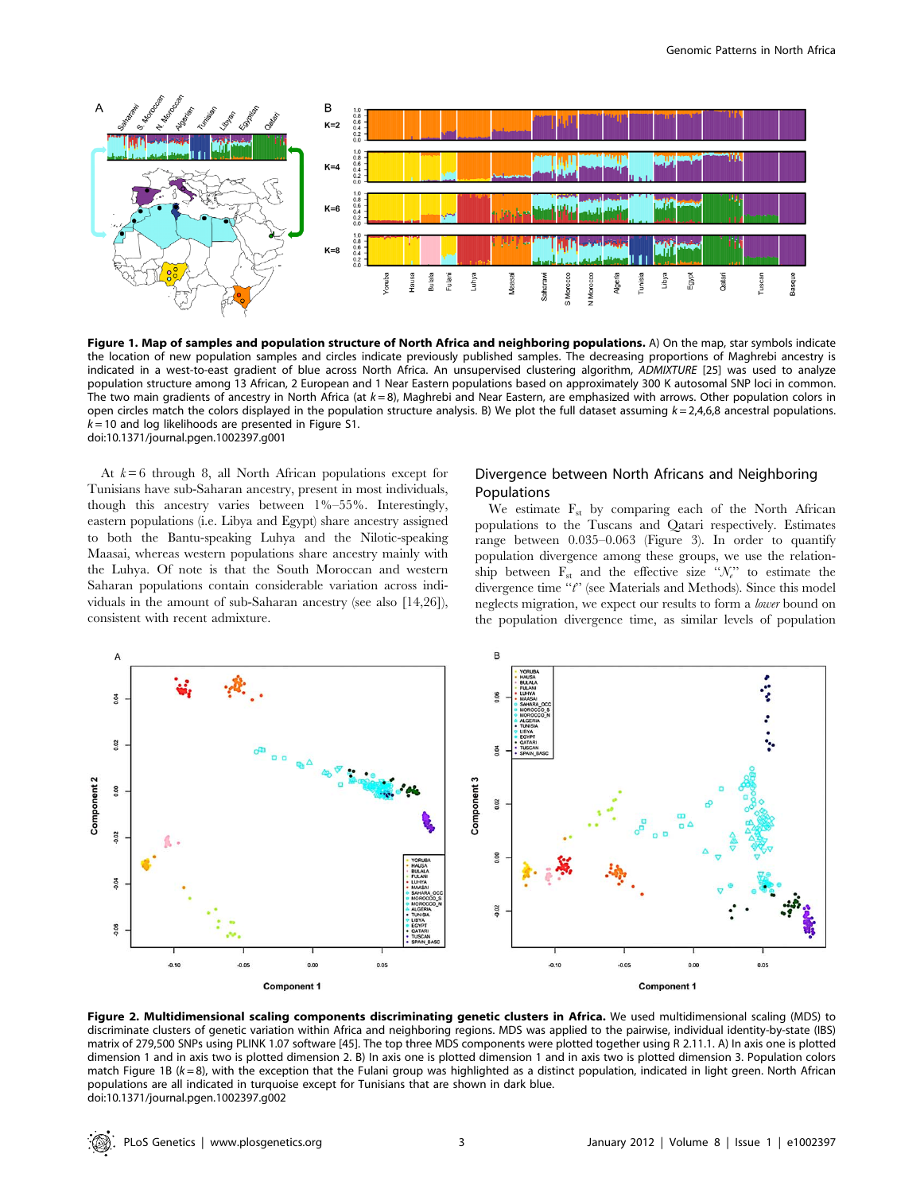**Figure 1. Map of samples and population structure of North Africa and neighboring populations.** A) On the map, star symbols indicate the location of new population samples and circles indicate previously published samples. The decreasing proportions of Maghrebi ancestry is indicated in a west-to-east gradient of blue across North Africa. An unsupervised clustering algorithm, *ADMIXTURE* [25] was used to analyze population structure among 13 African, 2 European and 1 Near Eastern populations based on approximately 300 K autosomal SNP loci in common. The two main gradients of ancestry in North Africa (at $k=8$), Maghrebi and Near Eastern, are emphasized with arrows. Other population colors in open circles match the colors displayed in the population structure analysis. B) We plot the full dataset assuming $k=2,4,6,8$ ancestral populations. $k=10$ and log likelihoods are presented in Figure S1.
doi:10.1371/journal.pgen.1002397.g001

At $k=6$ through 8, all North African populations except for Tunisians have sub-Saharan ancestry, present in most individuals, though this ancestry varies between 1%–55%. Interestingly, eastern populations (i.e. Libya and Egypt) share ancestry assigned to both the Bantu-speaking Luhya and the Nilotic-speaking Maasai, whereas western populations share ancestry mainly with the Luhya. Of note is that the South Moroccan and western Saharan populations contain considerable variation across individuals in the amount of sub-Saharan ancestry (see also [14,26]), consistent with recent admixture.

## Divergence between North Africans and Neighboring Populations

We estimate $F_{st}$ by comparing each of the North African populations to the Tuscans and Qatari respectively. Estimates range between 0.035–0.063 (Figure 3). In order to quantify population divergence among these groups, we use the relationship between $F_{st}$ and the effective size "$N_e$" to estimate the divergence time "$t$" (see Materials and Methods). Since this model neglects migration, we expect our results to form a *lower* bound on the population divergence time, as similar levels of population

**Figure 2. Multidimensional scaling components discriminating genetic clusters in Africa.** We used multidimensional scaling (MDS) to discriminate clusters of genetic variation within Africa and neighboring regions. MDS was applied to the pairwise, individual identity-by-state (IBS) matrix of 279,500 SNPs using PLINK 1.07 software [45]. The top three MDS components were plotted together using R 2.11.1. A) In axis one is plotted dimension 1 and in axis two is plotted dimension 2. B) In axis one is plotted dimension 1 and in axis two is plotted dimension 3. Population colors match Figure 1B ($k=8$), with the exception that the Fulani group was highlighted as a distinct population, indicated in light green. North African populations are all indicated in turquoise except for Tunisians that are shown in dark blue.
doi:10.1371/journal.pgen.1002397.g002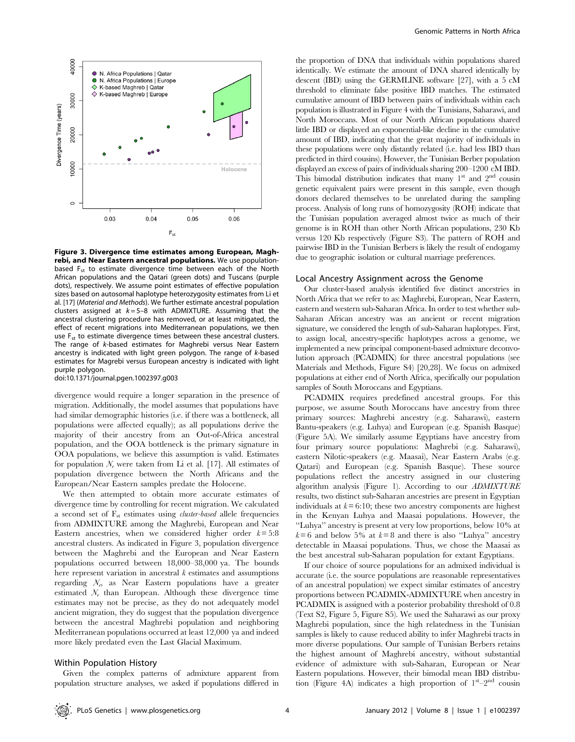**Figure 3. Divergence time estimates among European, Maghrebi, and Near Eastern ancestral populations.** We use population-based $F_{st}$ to estimate divergence time between each of the North African populations and the Qatari (green dots) and Tuscans (purple dots), respectively. We assume point estimates of effective population sizes based on autosomal haplotype heterozygosity estimates from Li et al. [17] (*Material and Methods*). We further estimate ancestral population clusters assigned at $k = 5–8$ with ADMIXTURE. Assuming that the ancestral clustering procedure has removed, or at least mitigated, the effect of recent migrations into Mediterranean populations, we then use $F_{st}$ to estimate divergence times between these ancestral clusters. The range of *k*-based estimates for Maghrebi versus Near Eastern ancestry is indicated with light green polygon. The range of *k*-based estimates for Magrebi versus European ancestry is indicated with light purple polygon.
doi:10.1371/journal.pgen.1002397.g003

divergence would require a longer separation in the presence of migration. Additionally, the model assumes that populations have had similar demographic histories (i.e. if there was a bottleneck, all populations were affected equally); as all populations derive the majority of their ancestry from an Out-of-Africa ancestral population, and the OOA bottleneck is the primary signature in OOA populations, we believe this assumption is valid. Estimates for population $N_e$ were taken from Li et al. [17]. All estimates of population divergence between the North Africans and the European/Near Eastern samples predate the Holocene.

We then attempted to obtain more accurate estimates of divergence time by controlling for recent migration. We calculated a second set of $F_{st}$ estimates using *cluster-based* allele frequencies from ADMIXTURE among the Maghrebi, European and Near Eastern ancestries, when we considered higher order $k = 5:8$ ancestral clusters. As indicated in Figure 3, population divergence between the Maghrebi and the European and Near Eastern populations occurred between 18,000–38,000 ya. The bounds here represent variation in ancestral $k$ estimates and assumptions regarding $N_e$, as Near Eastern populations have a greater estimated $N_e$ than European. Although these divergence time estimates may not be precise, as they do not adequately model ancient migration, they do suggest that the population divergence between the ancestral Maghrebi population and neighboring Mediterranean populations occurred at least 12,000 ya and indeed more likely predated even the Last Glacial Maximum.

## Within Population History

Given the complex patterns of admixture apparent from population structure analyses, we asked if populations differed in the proportion of DNA that individuals within populations shared identically. We estimate the amount of DNA shared identically by descent (IBD) using the GERMLINE software [27], with a 5 cM threshold to eliminate false positive IBD matches. The estimated cumulative amount of IBD between pairs of individuals within each population is illustrated in Figure 4 with the Tunisians, Saharawi, and North Moroccans. Most of our North African populations shared little IBD or displayed an exponential-like decline in the cumulative amount of IBD, indicating that the great majority of individuals in these populations were only distantly related (i.e. had less IBD than predicted in third cousins). However, the Tunisian Berber population displayed an excess of pairs of individuals sharing 200–1200 cM IBD. This bimodal distribution indicates that many 1[st] and 2[nd] cousin genetic equivalent pairs were present in this sample, even though donors declared themselves to be unrelated during the sampling process. Analysis of long runs of homozygosity (ROH) indicate that the Tunisian population averaged almost twice as much of their genome is in ROH than other North African populations, 230 Kb versus 120 Kb respectively (Figure S3). The pattern of ROH and pairwise IBD in the Tunisian Berbers is likely the result of endogamy due to geographic isolation or cultural marriage preferences.

## Local Ancestry Assignment across the Genome

Our cluster-based analysis identified five distinct ancestries in North Africa that we refer to as: Maghrebi, European, Near Eastern, eastern and western sub-Saharan Africa. In order to test whether sub-Saharan African ancestry was an ancient or recent migration signature, we considered the length of sub-Saharan haplotypes. First, to assign local, ancestry-specific haplotypes across a genome, we implemented a new principal component-based admixture deconvolution approach (PCADMIX) for three ancestral populations (see Materials and Methods, Figure S4) [20,28]. We focus on admixed populations at either end of North Africa, specifically our population samples of South Moroccans and Egyptians.

PCADMIX requires predefined ancestral groups. For this purpose, we assume South Moroccans have ancestry from three primary sources: Maghrebi ancestry (e.g. Saharawi), eastern Bantu-speakers (e.g. Luhya) and European (e.g. Spanish Basque) (Figure 5A). We similarly assume Egyptians have ancestry from four primary source populations: Maghrebi (e.g. Saharawi), eastern Nilotic-speakers (e.g. Maasai), Near Eastern Arabs (e.g. Qatari) and European (e.g. Spanish Basque). These source populations reflect the ancestry assigned in our clustering algorithm analysis (Figure 1). According to our *ADMIXTURE* results, two distinct sub-Saharan ancestries are present in Egyptian individuals at $k = 6:10$; these two ancestry components are highest in the Kenyan Luhya and Maasai populations. However, the "Luhya" ancestry is present at very low proportions, below 10% at $k = 6$ and below 5% at $k = 8$ and there is also "Luhya" ancestry detectable in Maasai populations. Thus, we chose the Maasai as the best ancestral sub-Saharan population for extant Egyptians.

If our choice of source populations for an admixed individual is accurate (i.e. the source populations are reasonable representatives of an ancestral population) we expect similar estimates of ancestry proportions between PCADMIX-ADMIXTURE when ancestry in PCADMIX is assigned with a posterior probability threshold of 0.8 (Text S2, Figure 5, Figure S5). We used the Saharawi as our proxy Maghrebi population, since the high relatedness in the Tunisian samples is likely to cause reduced ability to infer Maghrebi tracts in more diverse populations. Our sample of Tunisian Berbers retains the highest amount of Maghrebi ancestry, without substantial evidence of admixture with sub-Saharan, European or Near Eastern populations. However, their bimodal mean IBD distribution (Figure 4A) indicates a high proportion of 1[st]–2[nd] cousin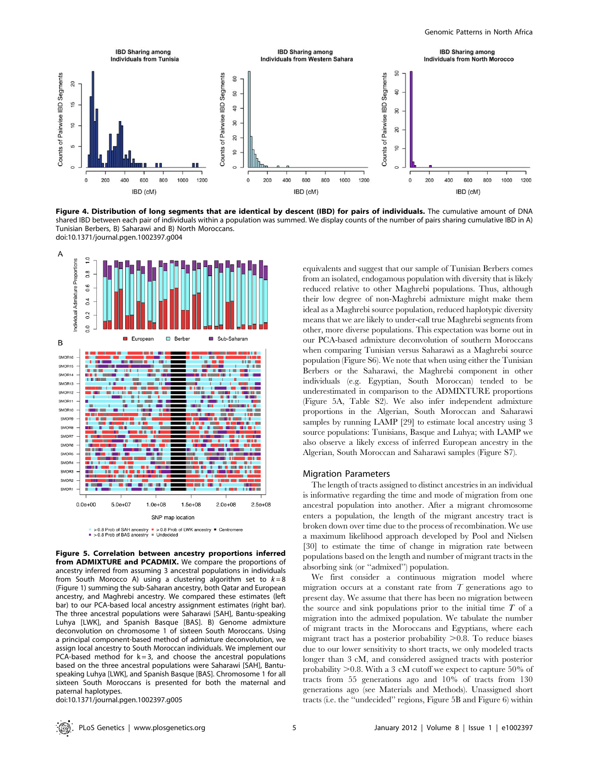**Figure 4. Distribution of long segments that are identical by descent (IBD) for pairs of individuals.** The cumulative amount of DNA shared IBD between each pair of individuals within a population was summed. We display counts of the number of pairs sharing cumulative IBD in A) Tunisian Berbers, B) Saharawi and B) North Moroccans.
doi:10.1371/journal.pgen.1002397.g004

**Figure 5. Correlation between ancestry proportions inferred from ADMIXTURE and PCADMIX.** We compare the proportions of ancestry inferred from assuming 3 ancestral populations in individuals from South Morocco A) using a clustering algorithm set to $k=8$ (Figure 1) summing the sub-Saharan ancestry, both Qatar and European ancestry, and Maghrebi ancestry. We compared these estimates (left bar) to our PCA-based local ancestry assignment estimates (right bar). The three ancestral populations were Saharawi [SAH], Bantu-speaking Luhya [LWK], and Spanish Basque [BAS]. B) Genome admixture deconvolution on chromosome 1 of sixteen South Moroccans. Using a principal component-based method of admixture deconvolution, we assign local ancestry to South Moroccan individuals. We implement our PCA-based method for k = 3, and choose the ancestral populations based on the three ancestral populations were Saharawi [SAH], Bantu-speaking Luhya [LWK], and Spanish Basque [BAS]. Chromosome 1 for all sixteen South Moroccans is presented for both the maternal and paternal haplotypes.
doi:10.1371/journal.pgen.1002397.g005

equivalents and suggest that our sample of Tunisian Berbers comes from an isolated, endogamous population with diversity that is likely reduced relative to other Maghrebi populations. Thus, although their low degree of non-Maghrebi admixture might make them ideal as a Maghrebi source population, reduced haplotypic diversity means that we are likely to under-call true Maghrebi segments from other, more diverse populations. This expectation was borne out in our PCA-based admixture deconvolution of southern Moroccans when comparing Tunisian versus Saharawi as a Maghrebi source population (Figure S6). We note that when using either the Tunisian Berbers or the Saharawi, the Maghrebi component in other individuals (e.g. Egyptian, South Moroccan) tended to be underestimated in comparison to the ADMIXTURE proportions (Figure 5A, Table S2). We also infer independent admixture proportions in the Algerian, South Moroccan and Saharawi samples by running LAMP [29] to estimate local ancestry using 3 source populations: Tunisians, Basque and Luhya; with LAMP we also observe a likely excess of inferred European ancestry in the Algerian, South Moroccan and Saharawi samples (Figure S7).

## Migration Parameters

The length of tracts assigned to distinct ancestries in an individual is informative regarding the time and mode of migration from one ancestral population into another. After a migrant chromosome enters a population, the length of the migrant ancestry tract is broken down over time due to the process of recombination. We use a maximum likelihood approach developed by Pool and Nielsen [30] to estimate the time of change in migration rate between populations based on the length and number of migrant tracts in the absorbing sink (or "admixed") population.

We first consider a continuous migration model where migration occurs at a constant rate from $T$ generations ago to present day. We assume that there has been no migration between the source and sink populations prior to the initial time $T$ of a migration into the admixed population. We tabulate the number of migrant tracts in the Moroccans and Egyptians, where each migrant tract has a posterior probability $>0.8$. To reduce biases due to our lower sensitivity to short tracts, we only modeled tracts longer than 3 cM, and considered assigned tracts with posterior probability $>0.8$. With a 3 cM cutoff we expect to capture 50% of tracts from 55 generations ago and 10% of tracts from 130 generations ago (see Materials and Methods). Unassigned short tracts (i.e. the "undecided" regions, Figure 5B and Figure 6) within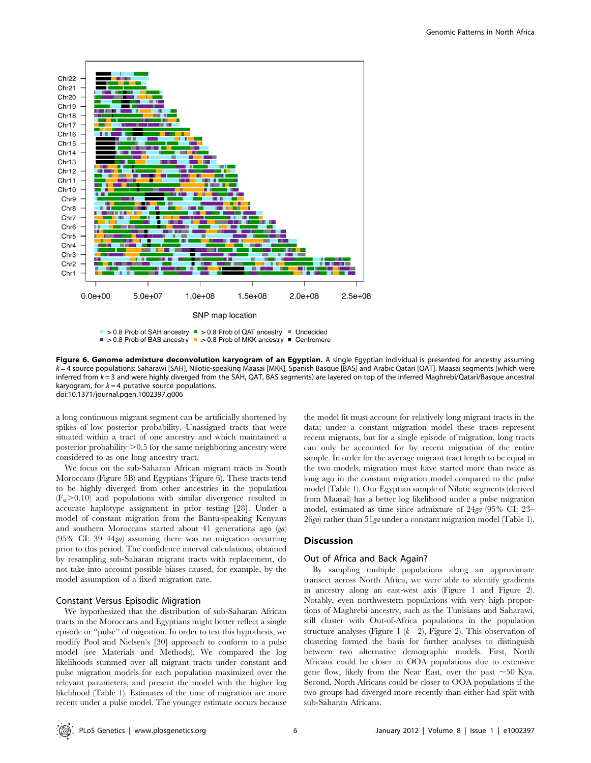**Figure 6. Genome admixture deconvolution karyogram of an Egyptian.** A single Egyptian individual is presented for ancestry assuming $k = 4$ source populations: Saharawi [SAH], Nilotic-speaking Maasai [MKK], Spanish Basque [BAS] and Arabic Qatari [QAT]. Maasai segments (which were inferred from $k = 3$ and were highly diverged from the SAH, QAT, BAS segments) are layered on top of the inferred Maghrebi/Qatari/Basque ancestral karyogram, for $k = 4$ putative source populations.
doi:10.1371/journal.pgen.1002397.g006

a long continuous migrant segment can be artificially shortened by spikes of low posterior probability. Unassigned tracts that were situated within a tract of one ancestry and which maintained a posterior probability >0.5 for the same neighboring ancestry were considered to as one long ancestry tract.

We focus on the sub-Saharan African migrant tracts in South Moroccans (Figure 5B) and Egyptians (Figure 6). These tracts tend to be highly diverged from other ancestries in the population ($F_{st}$>0.10) and populations with similar divergence resulted in accurate haplotype assignment in prior testing [28]. Under a model of constant migration from the Bantu-speaking Kenyans and southern Moroccans started about 41 generations ago (*ga*) (95% CI: 39–44*ga*) assuming there was no migration occurring prior to this period. The confidence interval calculations, obtained by resampling sub-Saharan migrant tracts with replacement, do not take into account possible biases caused, for example, by the model assumption of a fixed migration rate.

### Constant Versus Episodic Migration

We hypothesized that the distribution of sub-Saharan African tracts in the Moroccans and Egyptians might better reflect a single episode or "pulse" of migration. In order to test this hypothesis, we modify Pool and Nielsen's [30] approach to conform to a pulse model (see Materials and Methods). We compared the log likelihoods summed over all migrant tracts under constant and pulse migration models for each population maximized over the relevant parameters, and present the model with the higher log likelihood (Table 1). Estimates of the time of migration are more recent under a pulse model. The younger estimate occurs because the model fit must account for relatively long migrant tracts in the data; under a constant migration model these tracts represent recent migrants, but for a single episode of migration, long tracts can only be accounted for by recent migration of the entire sample. In order for the average migrant tract length to be equal in the two models, migration must have started more than twice as long ago in the constant migration model compared to the pulse model (Table 1). Our Egyptian sample of Nilotic segments (derived from Maasai) has a better log likelihood under a pulse migration model, estimated as time since admixture of 24*ga* (95% CI: 23–26*ga*) rather than 51*ga* under a constant migration model (Table 1).

## Discussion

### Out of Africa and Back Again?

By sampling multiple populations along an approximate transect across North Africa, we were able to identify gradients in ancestry along an east-west axis (Figure 1 and Figure 2). Notably, even northwestern populations with very high proportions of Maghrebi ancestry, such as the Tunisians and Saharawi, still cluster with Out-of-Africa populations in the population structure analyses (Figure 1 ($k = 2$), Figure 2). This observation of clustering formed the basis for further analyses to distinguish between two alternative demographic models. First, North Africans could be closer to OOA populations due to extensive gene flow, likely from the Near East, over the past ~50 Kya. Second, North Africans could be closer to OOA populations if the two groups had diverged more recently than either had split with sub-Saharan Africans.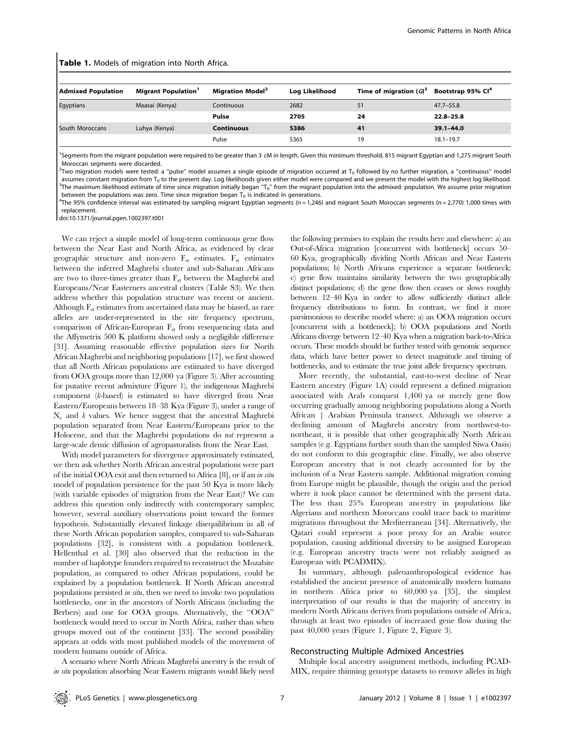**Table 1.** Models of migration into North Africa.

| Admixed Population | Migrant Population[1] | Migration Model[2] | Log Likelihood | Time of migration ($G$)[3] | Bootstrap 95% CI[4] |
|---|---|---|---|---|---|
| Egyptians | Maasai (Kenya) | Continuous | 2682 | 51 | 47.7–55.8 |
| | | **Pulse** | **2705** | **24** | **22.8–25.8** |
| South Moroccans | Luhya (Kenya) | **Continuous** | **5386** | **41** | **39.1–44.0** |
| | | Pulse | 5365 | 19 | 18.1–19.7 |

[1]Segments from the migrant population were required to be greater than 3 cM in length. Given this minimum threshold, 815 migrant Egyptian and 1,275 migrant South Moroccan segments were discarded.

[2]Two migration models were tested: a "pulse" model assumes a single episode of migration occurred at $T_0$ followed by no further migration, a "continuous" model assumes constant migration from $T_0$ to the present day. Log likelihoods given either model were compared and we present the model with the highest log likelihood.

[3]The maximum likelihood estimate of time since migration initially began "$T_0$" from the migrant population into the admixed: population. We assume prior migration between the populations was zero. Time since migration began $T_0$ is indicated in generations.

[4]The 95% confidence interval was estimated by sampling migrant Egyptian segments (n = 1,246) and migrant South Moroccan segments (n = 2,770) 1,000 times with replacement.

doi:10.1371/journal.pgen.1002397.t001

We can reject a simple model of long-term continuous gene flow between the Near East and North Africa, as evidenced by clear geographic structure and non-zero $F_{st}$ estimates. $F_{st}$ estimates between the inferred Maghrebi cluster and sub-Saharan Africans are two to three-times greater than $F_{st}$ between the Maghrebi and Europeans/Near Easterners ancestral clusters (Table S3). We then address whether this population structure was recent or ancient. Although $F_{st}$ estimates from ascertained data may be biased, as rare alleles are under-represented in the site frequency spectrum, comparison of African-European $F_{st}$ from resequencing data and the Affymetrix 500 K platform showed only a negligible difference [31]. Assuming reasonable effective population sizes for North African Maghrebi and neighboring populations [17], we first showed that all North African populations are estimated to have diverged from OOA groups more than 12,000 ya (Figure 3). After accounting for putative recent admixture (Figure 1), the indigenous Maghrebi component ($k$-based) is estimated to have diverged from Near Eastern/Europeans between 18–38 Kya (Figure 3), under a range of $N_e$ and $k$ values. We hence suggest that the ancestral Maghrebi population separated from Near Eastern/Europeans prior to the Holocene, and that the Maghrebi populations do *not* represent a large-scale demic diffusion of agropastoralists from the Near East.

With model parameters for divergence approximately estimated, we then ask whether North African ancestral populations were part of the initial OOA exit and then returned to Africa [8], or if an *in situ* model of population persistence for the past 50 Kya is more likely (with variable episodes of migration from the Near East)? We can address this question only indirectly with contemporary samples; however, several auxiliary observations point toward the former hypothesis. Substantially elevated linkage disequilibrium in all of these North African population samples, compared to sub-Saharan populations [32], is consistent with a population bottleneck. Hellenthal et al. [30] also observed that the reduction in the number of haplotype founders required to reconstruct the Mozabite population, as compared to other African populations, could be explained by a population bottleneck. If North African ancestral populations persisted *in situ*, then we need to invoke two population bottlenecks, one in the ancestors of North Africans (including the Berbers) and one for OOA groups. Alternatively, the "OOA" bottleneck would need to occur in North Africa, rather than when groups moved out of the continent [33]. The second possibility appears at odds with most published models of the movement of modern humans outside of Africa.

A scenario where North African Maghrebi ancestry is the result of *in situ* population absorbing Near Eastern migrants would likely need the following premises to explain the results here and elsewhere: a) an Out-of-Africa migration [concurrent with bottleneck] occurs 50–60 Kya, geographically dividing North African and Near Eastern populations; b) North Africans experience a separate bottleneck; c) gene flow maintains similarity between the two geographically distinct populations; d) the gene flow then ceases or slows roughly between 12–40 Kya in order to allow sufficiently distinct allele frequency distributions to form. In contrast, we find it more parsimonious to describe model where: a) an OOA migration occurs [concurrent with a bottleneck]; b) OOA populations and North Africans diverge between 12–40 Kya when a migration back-to-Africa occurs. These models should be further tested with genomic sequence data, which have better power to detect magnitude and timing of bottlenecks, and to estimate the true joint allele frequency spectrum.

More recently, the substantial, east-to-west decline of Near Eastern ancestry (Figure 1A) could represent a defined migration associated with Arab conquest 1,400 ya or merely gene flow occurring gradually among neighboring populations along a North African | Arabian Peninsula transect. Although we observe a declining amount of Maghrebi ancestry from northwest-to-northeast, it is possible that other geographically North African samples (e.g. Egyptians further south than the sampled Siwa Oasis) do not conform to this geographic cline. Finally, we also observe European ancestry that is not clearly accounted for by the inclusion of a Near Eastern sample. Additional migration coming from Europe might be plausible, though the origin and the period where it took place cannot be determined with the present data. The less than 25% European ancestry in populations like Algerians and northern Moroccans could trace back to maritime migrations throughout the Mediterranean [34]. Alternatively, the Qatari could represent a poor proxy for an Arabic source population, causing additional diversity to be assigned European (e.g. European ancestry tracts were not reliably assigned as European with PCADMIX).

In summary, although paleoanthropological evidence has established the ancient presence of anatomically modern humans in northern Africa prior to 60,000 ya [35], the simplest interpretation of our results is that the majority of ancestry in modern North Africans derives from populations outside of Africa, through at least two episodes of increased gene flow during the past 40,000 years (Figure 1, Figure 2, Figure 3).

### Reconstructing Multiple Admixed Ancestries

Multiple local ancestry assignment methods, including PCADMIX, require thinning genotype datasets to remove alleles in high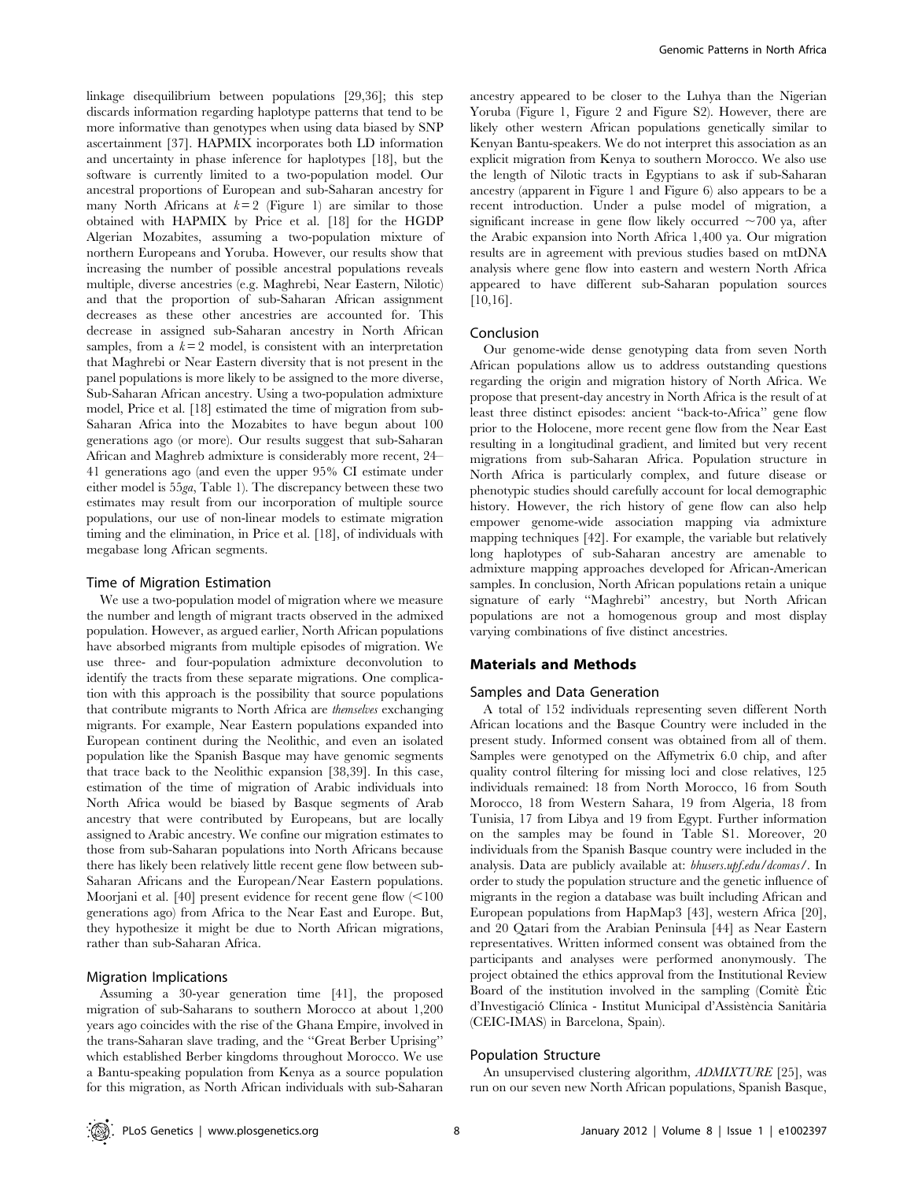linkage disequilibrium between populations [29,36]; this step discards information regarding haplotype patterns that tend to be more informative than genotypes when using data biased by SNP ascertainment [37]. HAPMIX incorporates both LD information and uncertainty in phase inference for haplotypes [18], but the software is currently limited to a two-population model. Our ancestral proportions of European and sub-Saharan ancestry for many North Africans at $k = 2$ (Figure 1) are similar to those obtained with HAPMIX by Price et al. [18] for the HGDP Algerian Mozabites, assuming a two-population mixture of northern Europeans and Yoruba. However, our results show that increasing the number of possible ancestral populations reveals multiple, diverse ancestries (e.g. Maghrebi, Near Eastern, Nilotic) and that the proportion of sub-Saharan African assignment decreases as these other ancestries are accounted for. This decrease in assigned sub-Saharan ancestry in North African samples, from a $k = 2$ model, is consistent with an interpretation that Maghrebi or Near Eastern diversity that is not present in the panel populations is more likely to be assigned to the more diverse, Sub-Saharan African ancestry. Using a two-population admixture model, Price et al. [18] estimated the time of migration from sub-Saharan Africa into the Mozabites to have begun about 100 generations ago (or more). Our results suggest that sub-Saharan African and Maghreb admixture is considerably more recent, 24–41 generations ago (and even the upper 95% CI estimate under either model is 55*ga*, Table 1). The discrepancy between these two estimates may result from our incorporation of multiple source populations, our use of non-linear models to estimate migration timing and the elimination, in Price et al. [18], of individuals with megabase long African segments.

### Time of Migration Estimation

We use a two-population model of migration where we measure the number and length of migrant tracts observed in the admixed population. However, as argued earlier, North African populations have absorbed migrants from multiple episodes of migration. We use three- and four-population admixture deconvolution to identify the tracts from these separate migrations. One complication with this approach is the possibility that source populations that contribute migrants to North Africa are *themselves* exchanging migrants. For example, Near Eastern populations expanded into European continent during the Neolithic, and even an isolated population like the Spanish Basque may have genomic segments that trace back to the Neolithic expansion [38,39]. In this case, estimation of the time of migration of Arabic individuals into North Africa would be biased by Basque segments of Arab ancestry that were contributed by Europeans, but are locally assigned to Arabic ancestry. We confine our migration estimates to those from sub-Saharan populations into North Africans because there has likely been relatively little recent gene flow between sub-Saharan Africans and the European/Near Eastern populations. Moorjani et al. [40] present evidence for recent gene flow (<100 generations ago) from Africa to the Near East and Europe. But, they hypothesize it might be due to North African migrations, rather than sub-Saharan Africa.

### Migration Implications

Assuming a 30-year generation time [41], the proposed migration of sub-Saharans to southern Morocco at about 1,200 years ago coincides with the rise of the Ghana Empire, involved in the trans-Saharan slave trading, and the "Great Berber Uprising" which established Berber kingdoms throughout Morocco. We use a Bantu-speaking population from Kenya as a source population for this migration, as North African individuals with sub-Saharan ancestry appeared to be closer to the Luhya than the Nigerian Yoruba (Figure 1, Figure 2 and Figure S2). However, there are likely other western African populations genetically similar to Kenyan Bantu-speakers. We do not interpret this association as an explicit migration from Kenya to southern Morocco. We also use the length of Nilotic tracts in Egyptians to ask if sub-Saharan ancestry (apparent in Figure 1 and Figure 6) also appears to be a recent introduction. Under a pulse model of migration, a significant increase in gene flow likely occurred ~700 ya, after the Arabic expansion into North Africa 1,400 ya. Our migration results are in agreement with previous studies based on mtDNA analysis where gene flow into eastern and western North Africa appeared to have different sub-Saharan population sources [10,16].

### Conclusion

Our genome-wide dense genotyping data from seven North African populations allow us to address outstanding questions regarding the origin and migration history of North Africa. We propose that present-day ancestry in North Africa is the result of at least three distinct episodes: ancient "back-to-Africa" gene flow prior to the Holocene, more recent gene flow from the Near East resulting in a longitudinal gradient, and limited but very recent migrations from sub-Saharan Africa. Population structure in North Africa is particularly complex, and future disease or phenotypic studies should carefully account for local demographic history. However, the rich history of gene flow can also help empower genome-wide association mapping via admixture mapping techniques [42]. For example, the variable but relatively long haplotypes of sub-Saharan ancestry are amenable to admixture mapping approaches developed for African-American samples. In conclusion, North African populations retain a unique signature of early "Maghrebi" ancestry, but North African populations are not a homogenous group and most display varying combinations of five distinct ancestries.

## Materials and Methods

### Samples and Data Generation

A total of 152 individuals representing seven different North African locations and the Basque Country were included in the present study. Informed consent was obtained from all of them. Samples were genotyped on the Affymetrix 6.0 chip, and after quality control filtering for missing loci and close relatives, 125 individuals remained: 18 from North Morocco, 16 from South Morocco, 18 from Western Sahara, 19 from Algeria, 18 from Tunisia, 17 from Libya and 19 from Egypt. Further information on the samples may be found in Table S1. Moreover, 20 individuals from the Spanish Basque country were included in the analysis. Data are publicly available at: *bhusers.upf.edu/dcomas/*. In order to study the population structure and the genetic influence of migrants in the region a database was built including African and European populations from HapMap3 [43], western Africa [20], and 20 Qatari from the Arabian Peninsula [44] as Near Eastern representatives. Written informed consent was obtained from the participants and analyses were performed anonymously. The project obtained the ethics approval from the Institutional Review Board of the institution involved in the sampling (Comitè Ètic d'Investigació Clínica - Institut Municipal d'Assistència Sanitària (CEIC-IMAS) in Barcelona, Spain).

### Population Structure

An unsupervised clustering algorithm, *ADMIXTURE* [25], was run on our seven new North African populations, Spanish Basque,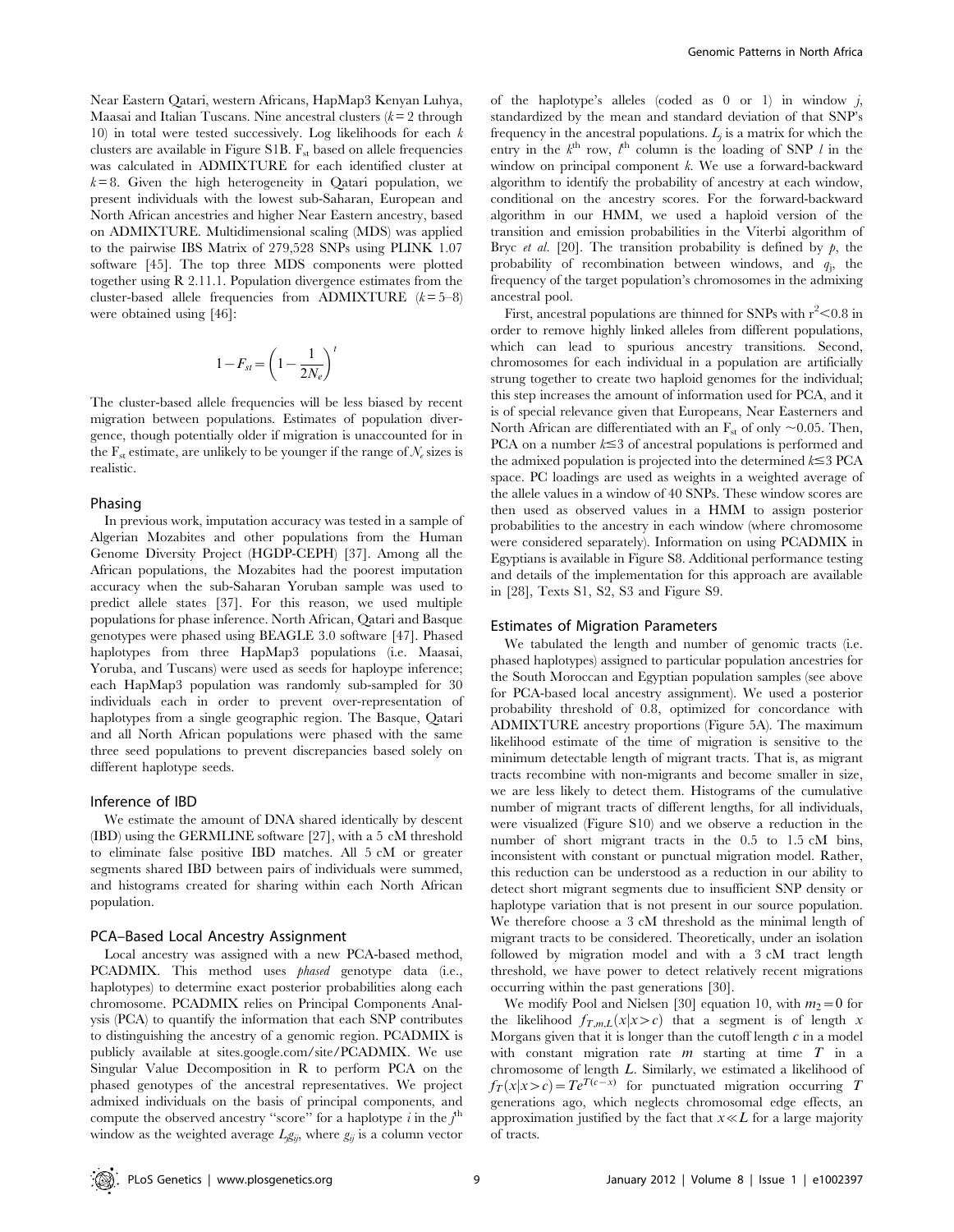Near Eastern Qatari, western Africans, HapMap3 Kenyan Luhya, Maasai and Italian Tuscans. Nine ancestral clusters ($k=2$ through 10) in total were tested successively. Log likelihoods for each $k$ clusters are available in Figure S1B. $F_{st}$ based on allele frequencies was calculated in ADMIXTURE for each identified cluster at $k=8$. Given the high heterogeneity in Qatari population, we present individuals with the lowest sub-Saharan, European and North African ancestries and higher Near Eastern ancestry, based on ADMIXTURE. Multidimensional scaling (MDS) was applied to the pairwise IBS Matrix of 279,528 SNPs using PLINK 1.07 software [45]. The top three MDS components were plotted together using R 2.11.1. Population divergence estimates from the cluster-based allele frequencies from ADMIXTURE ($k=5$–8) were obtained using [46]:

$$1-F_{st}=\left(1-\frac{1}{2N_e}\right)^t$$

The cluster-based allele frequencies will be less biased by recent migration between populations. Estimates of population divergence, though potentially older if migration is unaccounted for in the $F_{st}$ estimate, are unlikely to be younger if the range of $N_e$ sizes is realistic.

### Phasing

In previous work, imputation accuracy was tested in a sample of Algerian Mozabites and other populations from the Human Genome Diversity Project (HGDP-CEPH) [37]. Among all the African populations, the Mozabites had the poorest imputation accuracy when the sub-Saharan Yoruban sample was used to predict allele states [37]. For this reason, we used multiple populations for phase inference. North African, Qatari and Basque genotypes were phased using BEAGLE 3.0 software [47]. Phased haplotypes from three HapMap3 populations (i.e. Maasai, Yoruba, and Tuscans) were used as seeds for haploype inference; each HapMap3 population was randomly sub-sampled for 30 individuals each in order to prevent over-representation of haplotypes from a single geographic region. The Basque, Qatari and all North African populations were phased with the same three seed populations to prevent discrepancies based solely on different haplotype seeds.

### Inference of IBD

We estimate the amount of DNA shared identically by descent (IBD) using the GERMLINE software [27], with a 5 cM threshold to eliminate false positive IBD matches. All 5 cM or greater segments shared IBD between pairs of individuals were summed, and histograms created for sharing within each North African population.

### PCA–Based Local Ancestry Assignment

Local ancestry was assigned with a new PCA-based method, PCADMIX. This method uses *phased* genotype data (i.e., haplotypes) to determine exact posterior probabilities along each chromosome. PCADMIX relies on Principal Components Analysis (PCA) to quantify the information that each SNP contributes to distinguishing the ancestry of a genomic region. PCADMIX is publicly available at sites.google.com/site/PCADMIX. We use Singular Value Decomposition in R to perform PCA on the phased genotypes of the ancestral representatives. We project admixed individuals on the basis of principal components, and compute the observed ancestry "score" for a haplotype $i$ in the $j^{\text{th}}$ window as the weighted average $L_j g_{ij}$, where $g_{ij}$ is a column vector of the haplotype's alleles (coded as 0 or 1) in window $j$, standardized by the mean and standard deviation of that SNP's frequency in the ancestral populations. $L_j$ is a matrix for which the entry in the $k^{\text{th}}$ row, $l^{\text{th}}$ column is the loading of SNP $l$ in the window on principal component $k$. We use a forward-backward algorithm to identify the probability of ancestry at each window, conditional on the ancestry scores. For the forward-backward algorithm in our HMM, we used a haploid version of the transition and emission probabilities in the Viterbi algorithm of Bryc *et al.* [20]. The transition probability is defined by $p$, the probability of recombination between windows, and $q_j$, the frequency of the target population's chromosomes in the admixing ancestral pool.

First, ancestral populations are thinned for SNPs with $r^2<0.8$ in order to remove highly linked alleles from different populations, which can lead to spurious ancestry transitions. Second, chromosomes for each individual in a population are artificially strung together to create two haploid genomes for the individual; this step increases the amount of information used for PCA, and it is of special relevance given that Europeans, Near Easterners and North African are differentiated with an $F_{st}$ of only $\sim$0.05. Then, PCA on a number $k\leq3$ of ancestral populations is performed and the admixed population is projected into the determined $k\leq3$ PCA space. PC loadings are used as weights in a weighted average of the allele values in a window of 40 SNPs. These window scores are then used as observed values in a HMM to assign posterior probabilities to the ancestry in each window (where chromosome were considered separately). Information on using PCADMIX in Egyptians is available in Figure S8. Additional performance testing and details of the implementation for this approach are available in [28], Texts S1, S2, S3 and Figure S9.

### Estimates of Migration Parameters

We tabulated the length and number of genomic tracts (i.e. phased haplotypes) assigned to particular population ancestries for the South Moroccan and Egyptian population samples (see above for PCA-based local ancestry assignment). We used a posterior probability threshold of 0.8, optimized for concordance with ADMIXTURE ancestry proportions (Figure 5A). The maximum likelihood estimate of the time of migration is sensitive to the minimum detectable length of migrant tracts. That is, as migrant tracts recombine with non-migrants and become smaller in size, we are less likely to detect them. Histograms of the cumulative number of migrant tracts of different lengths, for all individuals, were visualized (Figure S10) and we observe a reduction in the number of short migrant tracts in the 0.5 to 1.5 cM bins, inconsistent with constant or punctual migration model. Rather, this reduction can be understood as a reduction in our ability to detect short migrant segments due to insufficient SNP density or haplotype variation that is not present in our source population. We therefore choose a 3 cM threshold as the minimal length of migrant tracts to be considered. Theoretically, under an isolation followed by migration model and with a 3 cM tract length threshold, we have power to detect relatively recent migrations occurring within the past generations [30].

We modify Pool and Nielsen [30] equation 10, with $m_2=0$ for the likelihood $f_{T,m,L}(x|x>c)$ that a segment is of length $x$ Morgans given that it is longer than the cutoff length $c$ in a model with constant migration rate $m$ starting at time $T$ in a chromosome of length $L$. Similarly, we estimated a likelihood of $f_T(x|x>c)=Te^{T(c-x)}$ for punctuated migration occurring $T$ generations ago, which neglects chromosomal edge effects, an approximation justified by the fact that $x\ll L$ for a large majority of tracts.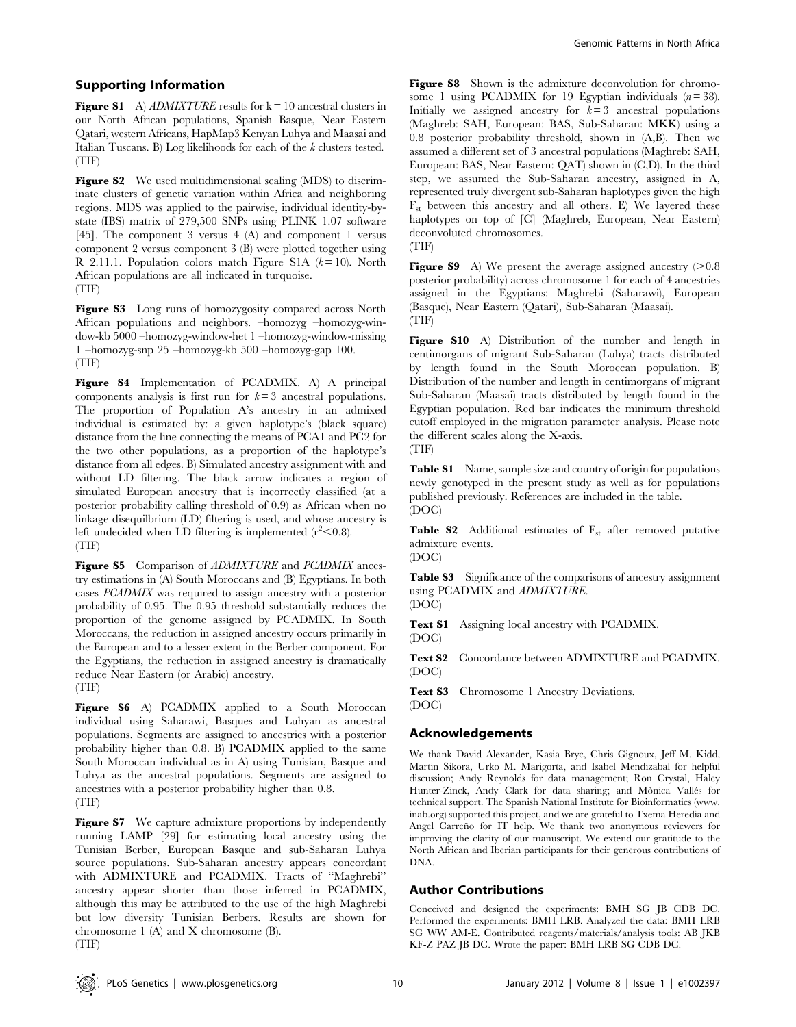## Supporting Information

**Figure S1** A) *ADMIXTURE* results for k = 10 ancestral clusters in our North African populations, Spanish Basque, Near Eastern Qatari, western Africans, HapMap3 Kenyan Luhya and Maasai and Italian Tuscans. B) Log likelihoods for each of the *k* clusters tested. (TIF)

**Figure S2** We used multidimensional scaling (MDS) to discriminate clusters of genetic variation within Africa and neighboring regions. MDS was applied to the pairwise, individual identity-by-state (IBS) matrix of 279,500 SNPs using PLINK 1.07 software [45]. The component 3 versus 4 (A) and component 1 versus component 2 versus component 3 (B) were plotted together using R 2.11.1. Population colors match Figure S1A ($k$ = 10). North African populations are all indicated in turquoise. (TIF)

**Figure S3** Long runs of homozygosity compared across North African populations and neighbors. –homozyg –homozyg-window-kb 5000 –homozyg-window-het 1 –homozyg-window-missing 1 –homozyg-snp 25 –homozyg-kb 500 –homozyg-gap 100. (TIF)

**Figure S4** Implementation of PCADMIX. A) A principal components analysis is first run for $k$ = 3 ancestral populations. The proportion of Population A's ancestry in an admixed individual is estimated by: a given haplotype's (black square) distance from the line connecting the means of PCA1 and PC2 for the two other populations, as a proportion of the haplotype's distance from all edges. B) Simulated ancestry assignment with and without LD filtering. The black arrow indicates a region of simulated European ancestry that is incorrectly classified (at a posterior probability calling threshold of 0.9) as African when no linkage disequilbrium (LD) filtering is used, and whose ancestry is left undecided when LD filtering is implemented ($r^2$<0.8). (TIF)

**Figure S5** Comparison of *ADMIXTURE* and *PCADMIX* ancestry estimations in (A) South Moroccans and (B) Egyptians. In both cases *PCADMIX* was required to assign ancestry with a posterior probability of 0.95. The 0.95 threshold substantially reduces the proportion of the genome assigned by PCADMIX. In South Moroccans, the reduction in assigned ancestry occurs primarily in the European and to a lesser extent in the Berber component. For the Egyptians, the reduction in assigned ancestry is dramatically reduce Near Eastern (or Arabic) ancestry. (TIF)

**Figure S6** A) PCADMIX applied to a South Moroccan individual using Saharawi, Basques and Luhyan as ancestral populations. Segments are assigned to ancestries with a posterior probability higher than 0.8. B) PCADMIX applied to the same South Moroccan individual as in A) using Tunisian, Basque and Luhya as the ancestral populations. Segments are assigned to ancestries with a posterior probability higher than 0.8. (TIF)

**Figure S7** We capture admixture proportions by independently running LAMP [29] for estimating local ancestry using the Tunisian Berber, European Basque and sub-Saharan Luhya source populations. Sub-Saharan ancestry appears concordant with ADMIXTURE and PCADMIX. Tracts of "Maghrebi" ancestry appear shorter than those inferred in PCADMIX, although this may be attributed to the use of the high Maghrebi but low diversity Tunisian Berbers. Results are shown for chromosome 1 (A) and X chromosome (B). (TIF)

**Figure S8** Shown is the admixture deconvolution for chromosome 1 using PCADMIX for 19 Egyptian individuals ($n$ = 38). Initially we assigned ancestry for $k$ = 3 ancestral populations (Maghreb: SAH, European: BAS, Sub-Saharan: MKK) using a 0.8 posterior probability threshold, shown in (A,B). Then we assumed a different set of 3 ancestral populations (Maghreb: SAH, European: BAS, Near Eastern: QAT) shown in (C,D). In the third step, we assumed the Sub-Saharan ancestry, assigned in A, represented truly divergent sub-Saharan haplotypes given the high $F_{st}$ between this ancestry and all others. E) We layered these haplotypes on top of [C] (Maghreb, European, Near Eastern) deconvoluted chromosomes. (TIF)

**Figure S9** A) We present the average assigned ancestry (>0.8 posterior probability) across chromosome 1 for each of 4 ancestries assigned in the Egyptians: Maghrebi (Saharawi), European (Basque), Near Eastern (Qatari), Sub-Saharan (Maasai). (TIF)

**Figure S10** A) Distribution of the number and length in centimorgans of migrant Sub-Saharan (Luhya) tracts distributed by length found in the South Moroccan population. B) Distribution of the number and length in centimorgans of migrant Sub-Saharan (Maasai) tracts distributed by length found in the Egyptian population. Red bar indicates the minimum threshold cutoff employed in the migration parameter analysis. Please note the different scales along the X-axis. (TIF)

**Table S1** Name, sample size and country of origin for populations newly genotyped in the present study as well as for populations published previously. References are included in the table. (DOC)

**Table S2** Additional estimates of $F_{st}$ after removed putative admixture events. (DOC)

**Table S3** Significance of the comparisons of ancestry assignment using PCADMIX and *ADMIXTURE*. (DOC)

**Text S1** Assigning local ancestry with PCADMIX. (DOC)

**Text S2** Concordance between ADMIXTURE and PCADMIX. (DOC)

**Text S3** Chromosome 1 Ancestry Deviations. (DOC)

## Acknowledgements

We thank David Alexander, Kasia Bryc, Chris Gignoux, Jeff M. Kidd, Martin Sikora, Urko M. Marigorta, and Isabel Mendizabal for helpful discussion; Andy Reynolds for data management; Ron Crystal, Haley Hunter-Zinck, Andy Clark for data sharing; and Mònica Vallés for technical support. The Spanish National Institute for Bioinformatics (www.inab.org) supported this project, and we are grateful to Txema Heredia and Angel Carreño for IT help. We thank two anonymous reviewers for improving the clarity of our manuscript. We extend our gratitude to the North African and Iberian participants for their generous contributions of DNA.

## Author Contributions

Conceived and designed the experiments: BMH SG JB CDB DC. Performed the experiments: BMH LRB. Analyzed the data: BMH LRB SG WW AM-E. Contributed reagents/materials/analysis tools: AB JKB KF-Z PAZ JB DC. Wrote the paper: BMH LRB SG CDB DC.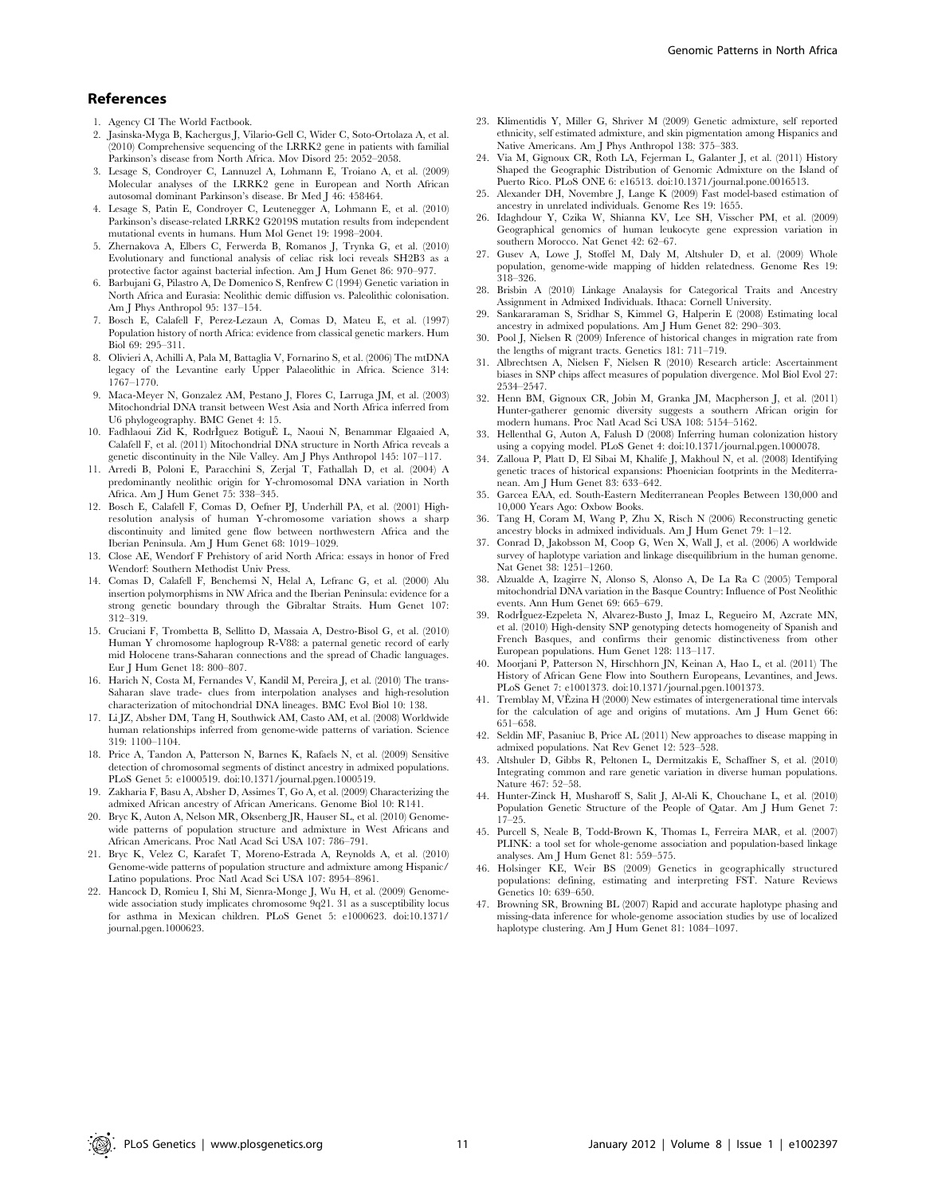## References

1. Agency CI The World Factbook.
2. Jasinska-Myga B, Kachergus J, Vilario-Gell C, Wider C, Soto-Ortolaza A, et al. (2010) Comprehensive sequencing of the LRRK2 gene in patients with familial Parkinson's disease from North Africa. Mov Disord 25: 2052–2058.
3. Lesage S, Condroyer C, Lannuzel A, Lohmann E, Troiano A, et al. (2009) Molecular analyses of the LRRK2 gene in European and North African autosomal dominant Parkinson's disease. Br Med J 46: 458464.
4. Lesage S, Patin E, Condroyer C, Leutenegger A, Lohmann E, et al. (2010) Parkinson's disease-related LRRK2 G2019S mutation results from independent mutational events in humans. Hum Mol Genet 19: 1998–2004.
5. Zhernakova A, Elbers C, Ferwerda B, Romanos J, Trynka G, et al. (2010) Evolutionary and functional analysis of celiac risk loci reveals SH2B3 as a protective factor against bacterial infection. Am J Hum Genet 86: 970–977.
6. Barbujani G, Pilastro A, De Domenico S, Renfrew C (1994) Genetic variation in North Africa and Eurasia: Neolithic demic diffusion vs. Paleolithic colonisation. Am J Phys Anthropol 95: 137–154.
7. Bosch E, Calafell F, Perez-Lezaun A, Comas D, Mateu E, et al. (1997) Population history of north Africa: evidence from classical genetic markers. Hum Biol 69: 295–311.
8. Olivieri A, Achilli A, Pala M, Battaglia V, Fornarino S, et al. (2006) The mtDNA legacy of the Levantine early Upper Palaeolithic in Africa. Science 314: 1767–1770.
9. Maca-Meyer N, Gonzalez AM, Pestano J, Flores C, Larruga JM, et al. (2003) Mitochondrial DNA transit between West Asia and North Africa inferred from U6 phylogeography. BMC Genet 4: 15.
10. Fadhlaoui Zid K, RodrÌguez BotiguÈ L, Naoui N, Benammar Elgaaied A, Calafell F, et al. (2011) Mitochondrial DNA structure in North Africa reveals a genetic discontinuity in the Nile Valley. Am J Phys Anthropol 145: 107–117.
11. Arredi B, Poloni E, Paracchini S, Zerjal T, Fathallah D, et al. (2004) A predominantly neolithic origin for Y-chromosomal DNA variation in North Africa. Am J Hum Genet 75: 338–345.
12. Bosch E, Calafell F, Comas D, Oefner PJ, Underhill PA, et al. (2001) High-resolution analysis of human Y-chromosome variation shows a sharp discontinuity and limited gene flow between northwestern Africa and the Iberian Peninsula. Am J Hum Genet 68: 1019–1029.
13. Close AE, Wendorf F Prehistory of arid North Africa: essays in honor of Fred Wendorf: Southern Methodist Univ Press.
14. Comas D, Calafell F, Benchemsi N, Helal A, Lefranc G, et al. (2000) Alu insertion polymorphisms in NW Africa and the Iberian Peninsula: evidence for a strong genetic boundary through the Gibraltar Straits. Hum Genet 107: 312–319.
15. Cruciani F, Trombetta B, Sellitto D, Massaia A, Destro-Bisol G, et al. (2010) Human Y chromosome haplogroup R-V88: a paternal genetic record of early mid Holocene trans-Saharan connections and the spread of Chadic languages. Eur J Hum Genet 18: 800–807.
16. Harich N, Costa M, Fernandes V, Kandil M, Pereira J, et al. (2010) The trans-Saharan slave trade- clues from interpolation analyses and high-resolution characterization of mitochondrial DNA lineages. BMC Evol Biol 10: 138.
17. Li JZ, Absher DM, Tang H, Southwick AM, Casto AM, et al. (2008) Worldwide human relationships inferred from genome-wide patterns of variation. Science 319: 1100–1104.
18. Price A, Tandon A, Patterson N, Barnes K, Rafaels N, et al. (2009) Sensitive detection of chromosomal segments of distinct ancestry in admixed populations. PLoS Genet 5: e1000519. doi:10.1371/journal.pgen.1000519.
19. Zakharia F, Basu A, Absher D, Assimes T, Go A, et al. (2009) Characterizing the admixed African ancestry of African Americans. Genome Biol 10: R141.
20. Bryc K, Auton A, Nelson MR, Oksenberg JR, Hauser SL, et al. (2010) Genome-wide patterns of population structure and admixture in West Africans and African Americans. Proc Natl Acad Sci USA 107: 786–791.
21. Bryc K, Velez C, Karafet T, Moreno-Estrada A, Reynolds A, et al. (2010) Genome-wide patterns of population structure and admixture among Hispanic/Latino populations. Proc Natl Acad Sci USA 107: 8954–8961.
22. Hancock D, Romieu I, Shi M, Sienra-Monge J, Wu H, et al. (2009) Genome-wide association study implicates chromosome 9q21. 31 as a susceptibility locus for asthma in Mexican children. PLoS Genet 5: e1000623. doi:10.1371/journal.pgen.1000623.
23. Klimentidis Y, Miller G, Shriver M (2009) Genetic admixture, self reported ethnicity, self estimated admixture, and skin pigmentation among Hispanics and Native Americans. Am J Phys Anthropol 138: 375–383.
24. Via M, Gignoux CR, Roth LA, Fejerman L, Galanter J, et al. (2011) History Shaped the Geographic Distribution of Genomic Admixture on the Island of Puerto Rico. PLoS ONE 6: e16513. doi:10.1371/journal.pone.0016513.
25. Alexander DH, Novembre J, Lange K (2009) Fast model-based estimation of ancestry in unrelated individuals. Genome Res 19: 1655.
26. Idaghdour Y, Czika W, Shianna KV, Lee SH, Visscher PM, et al. (2009) Geographical genomics of human leukocyte gene expression variation in southern Morocco. Nat Genet 42: 62–67.
27. Gusev A, Lowe J, Stoffel M, Daly M, Altshuler D, et al. (2009) Whole population, genome-wide mapping of hidden relatedness. Genome Res 19: 318–326.
28. Brisbin A (2010) Linkage Analaysis for Categorical Traits and Ancestry Assignment in Admixed Individuals. Ithaca: Cornell University.
29. Sankararaman S, Sridhar S, Kimmel G, Halperin E (2008) Estimating local ancestry in admixed populations. Am J Hum Genet 82: 290–303.
30. Pool J, Nielsen R (2009) Inference of historical changes in migration rate from the lengths of migrant tracts. Genetics 181: 711–719.
31. Albrechtsen A, Nielsen F, Nielsen R (2010) Research article: Ascertainment biases in SNP chips affect measures of population divergence. Mol Biol Evol 27: 2534–2547.
32. Henn BM, Gignoux CR, Jobin M, Granka JM, Macpherson J, et al. (2011) Hunter-gatherer genomic diversity suggests a southern African origin for modern humans. Proc Natl Acad Sci USA 108: 5154–5162.
33. Hellenthal G, Auton A, Falush D (2008) Inferring human colonization history using a copying model. PLoS Genet 4: doi:10.1371/journal.pgen.1000078.
34. Zalloua P, Platt D, El Sibai M, Khalife J, Makhoul N, et al. (2008) Identifying genetic traces of historical expansions: Phoenician footprints in the Mediterranean. Am J Hum Genet 83: 633–642.
35. Garcea EAA, ed. South-Eastern Mediterranean Peoples Between 130,000 and 10,000 Years Ago: Oxbow Books.
36. Tang H, Coram M, Wang P, Zhu X, Risch N (2006) Reconstructing genetic ancestry blocks in admixed individuals. Am J Hum Genet 79: 1–12.
37. Conrad D, Jakobsson M, Coop G, Wen X, Wall J, et al. (2006) A worldwide survey of haplotype variation and linkage disequilibrium in the human genome. Nat Genet 38: 1251–1260.
38. Alzualde A, Izagirre N, Alonso S, Alonso A, De La Ra C (2005) Temporal mitochondrial DNA variation in the Basque Country: Influence of Post Neolithic events. Ann Hum Genet 69: 665–679.
39. RodrÌguez-Ezpeleta N, Alvarez-Busto J, Imaz L, Regueiro M, Azcrate MN, et al. (2010) High-density SNP genotyping detects homogeneity of Spanish and French Basques, and confirms their genomic distinctiveness from other European populations. Hum Genet 128: 113–117.
40. Moorjani P, Patterson N, Hirschhorn JN, Keinan A, Hao L, et al. (2011) The History of African Gene Flow into Southern Europeans, Levantines, and Jews. PLoS Genet 7: e1001373. doi:10.1371/journal.pgen.1001373.
41. Tremblay M, VÈzina H (2000) New estimates of intergenerational time intervals for the calculation of age and origins of mutations. Am J Hum Genet 66: 651–658.
42. Seldin MF, Pasaniuc B, Price AL (2011) New approaches to disease mapping in admixed populations. Nat Rev Genet 12: 523–528.
43. Altshuler D, Gibbs R, Peltonen L, Dermitzakis E, Schaffner S, et al. (2010) Integrating common and rare genetic variation in diverse human populations. Nature 467: 52–58.
44. Hunter-Zinck H, Musharoff S, Salit J, Al-Ali K, Chouchane L, et al. (2010) Population Genetic Structure of the People of Qatar. Am J Hum Genet 7: 17–25.
45. Purcell S, Neale B, Todd-Brown K, Thomas L, Ferreira MAR, et al. (2007) PLINK: a tool set for whole-genome association and population-based linkage analyses. Am J Hum Genet 81: 559–575.
46. Holsinger KE, Weir BS (2009) Genetics in geographically structured populations: defining, estimating and interpreting FST. Nature Reviews Genetics 10: 639–650.
47. Browning SR, Browning BL (2007) Rapid and accurate haplotype phasing and missing-data inference for whole-genome association studies by use of localized haplotype clustering. Am J Hum Genet 81: 1084–1097.